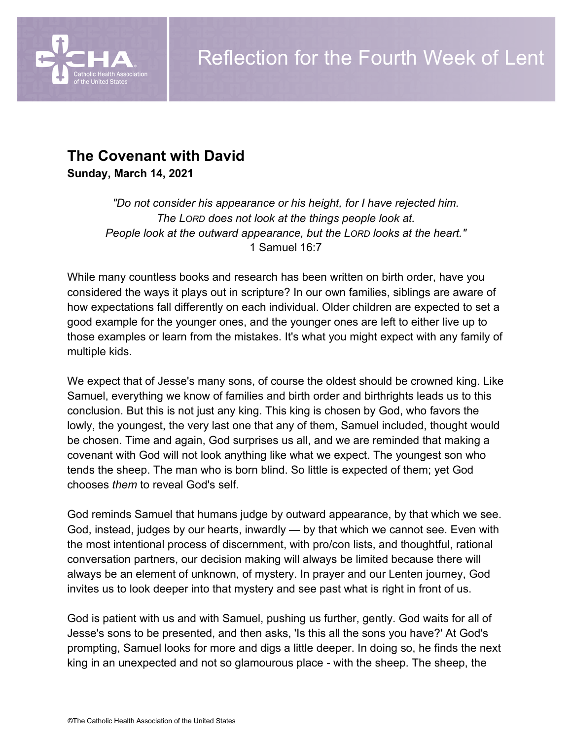# Reflection for the Fourth Week of Lent

## The Covenant with David

**Sunday, March 14, 2021**

*"Do not consider his appearance or his height, for I have rejected him.*
*The LORD does not look at the things people look at.*
*People look at the outward appearance, but the LORD looks at the heart."*
1 Samuel 16:7

While many countless books and research has been written on birth order, have you considered the ways it plays out in scripture? In our own families, siblings are aware of how expectations fall differently on each individual. Older children are expected to set a good example for the younger ones, and the younger ones are left to either live up to those examples or learn from the mistakes. It's what you might expect with any family of multiple kids.

We expect that of Jesse's many sons, of course the oldest should be crowned king. Like Samuel, everything we know of families and birth order and birthrights leads us to this conclusion. But this is not just any king. This king is chosen by God, who favors the lowly, the youngest, the very last one that any of them, Samuel included, thought would be chosen. Time and again, God surprises us all, and we are reminded that making a covenant with God will not look anything like what we expect. The youngest son who tends the sheep. The man who is born blind. So little is expected of them; yet God chooses *them* to reveal God's self.

God reminds Samuel that humans judge by outward appearance, by that which we see. God, instead, judges by our hearts, inwardly — by that which we cannot see. Even with the most intentional process of discernment, with pro/con lists, and thoughtful, rational conversation partners, our decision making will always be limited because there will always be an element of unknown, of mystery. In prayer and our Lenten journey, God invites us to look deeper into that mystery and see past what is right in front of us.

God is patient with us and with Samuel, pushing us further, gently. God waits for all of Jesse's sons to be presented, and then asks, 'Is this all the sons you have?' At God's prompting, Samuel looks for more and digs a little deeper. In doing so, he finds the next king in an unexpected and not so glamourous place - with the sheep. The sheep, the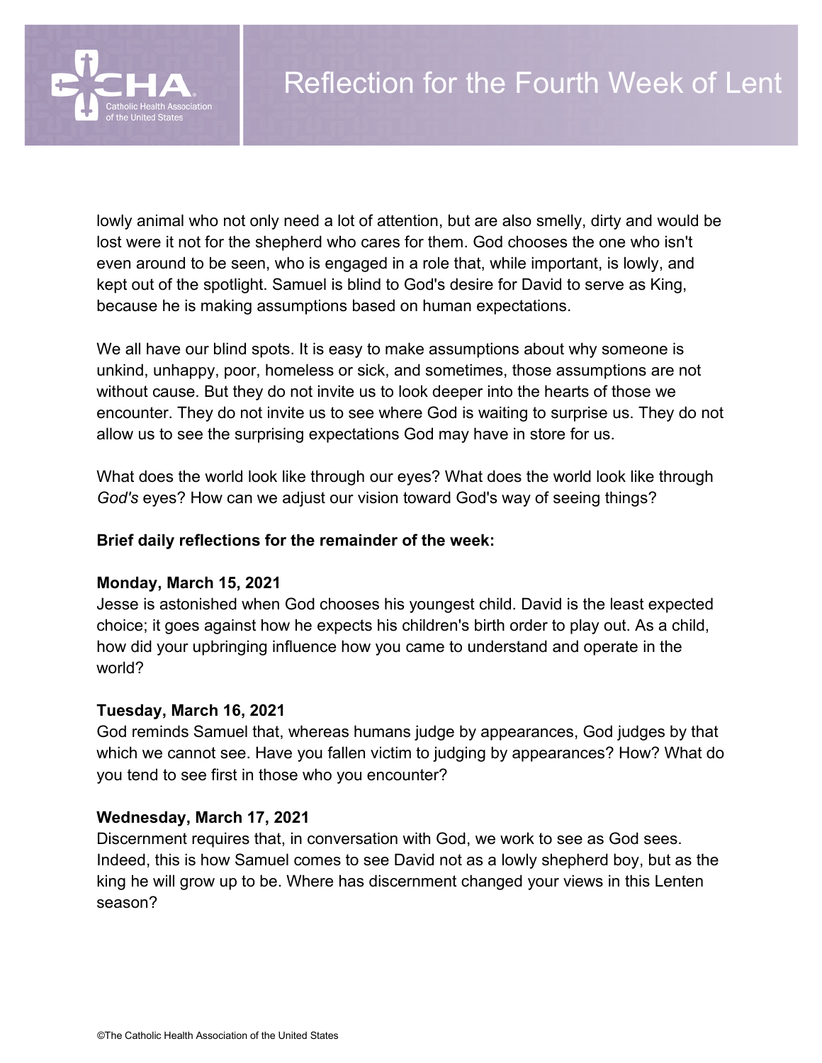lowly animal who not only need a lot of attention, but are also smelly, dirty and would be lost were it not for the shepherd who cares for them. God chooses the one who isn't even around to be seen, who is engaged in a role that, while important, is lowly, and kept out of the spotlight. Samuel is blind to God's desire for David to serve as King, because he is making assumptions based on human expectations.

We all have our blind spots. It is easy to make assumptions about why someone is unkind, unhappy, poor, homeless or sick, and sometimes, those assumptions are not without cause. But they do not invite us to look deeper into the hearts of those we encounter. They do not invite us to see where God is waiting to surprise us. They do not allow us to see the surprising expectations God may have in store for us.

What does the world look like through our eyes? What does the world look like through *God's* eyes? How can we adjust our vision toward God's way of seeing things?

**Brief daily reflections for the remainder of the week:**

**Monday, March 15, 2021**
Jesse is astonished when God chooses his youngest child. David is the least expected choice; it goes against how he expects his children's birth order to play out. As a child, how did your upbringing influence how you came to understand and operate in the world?

**Tuesday, March 16, 2021**
God reminds Samuel that, whereas humans judge by appearances, God judges by that which we cannot see. Have you fallen victim to judging by appearances? How? What do you tend to see first in those who you encounter?

**Wednesday, March 17, 2021**
Discernment requires that, in conversation with God, we work to see as God sees. Indeed, this is how Samuel comes to see David not as a lowly shepherd boy, but as the king he will grow up to be. Where has discernment changed your views in this Lenten season?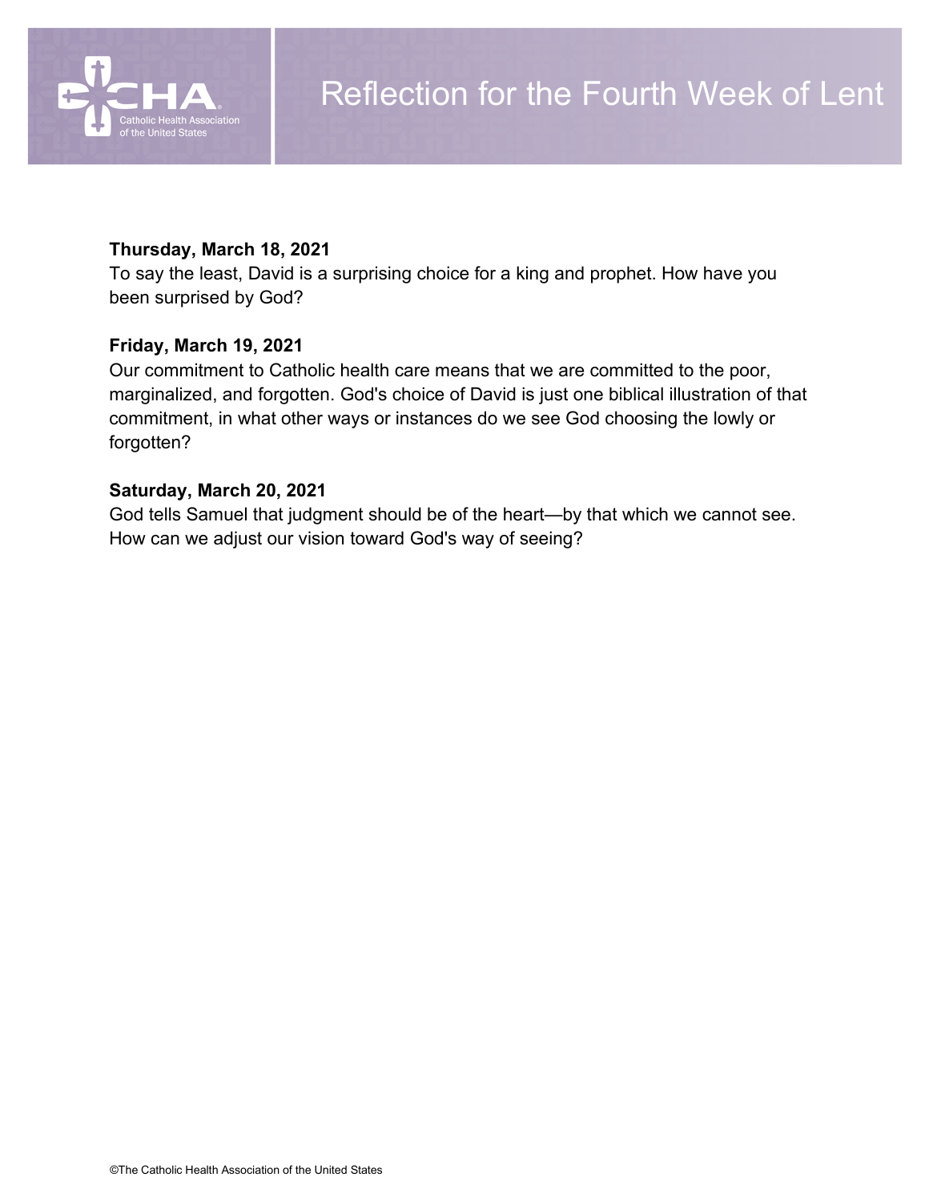# Reflection for the Fourth Week of Lent

**Thursday, March 18, 2021**
To say the least, David is a surprising choice for a king and prophet. How have you been surprised by God?

**Friday, March 19, 2021**
Our commitment to Catholic health care means that we are committed to the poor, marginalized, and forgotten. God's choice of David is just one biblical illustration of that commitment, in what other ways or instances do we see God choosing the lowly or forgotten?

**Saturday, March 20, 2021**
God tells Samuel that judgment should be of the heart—by that which we cannot see. How can we adjust our vision toward God's way of seeing?